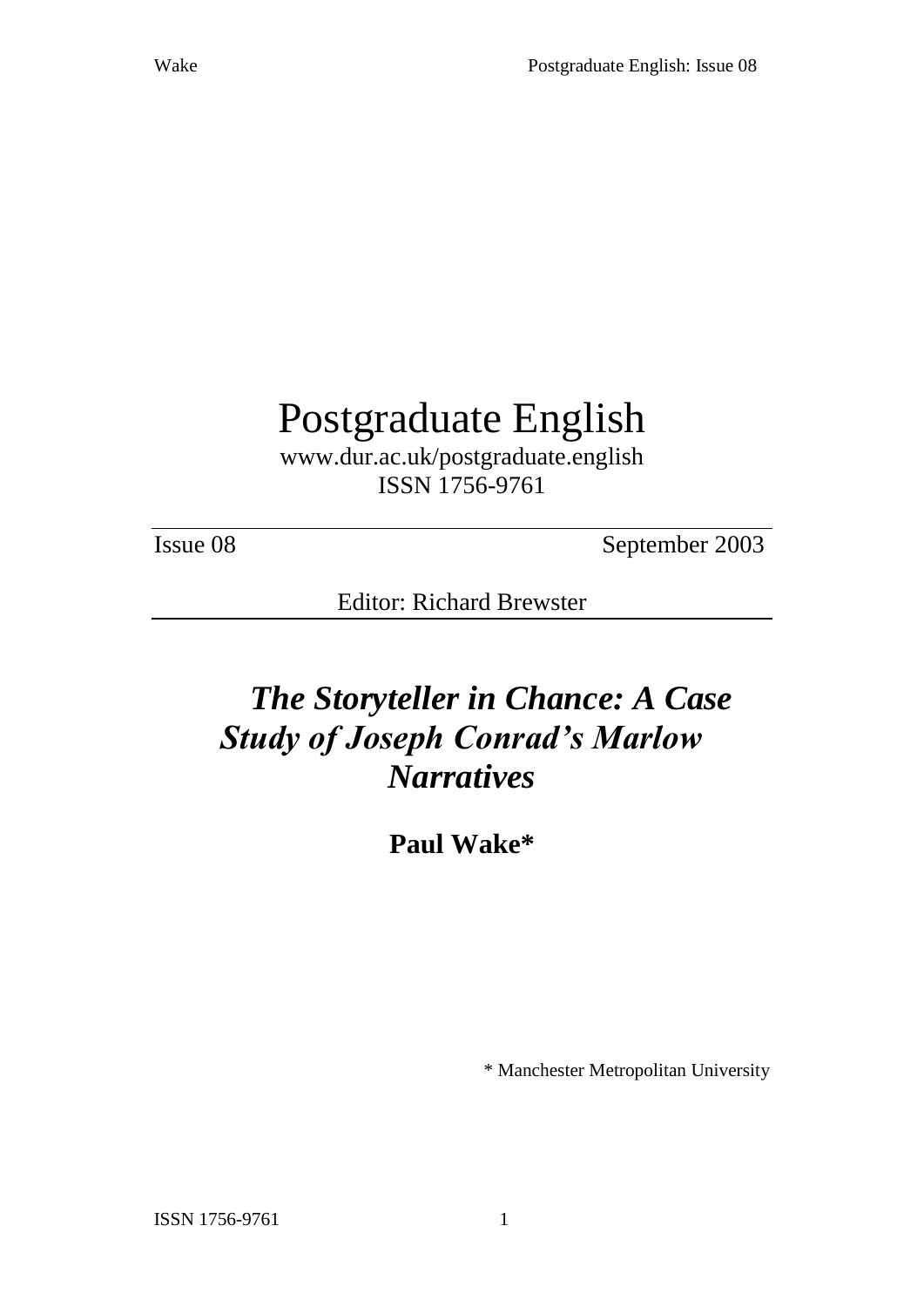# Postgraduate English

www.dur.ac.uk/postgraduate.english
ISSN 1756-9761

Issue 08 September 2003

Editor: Richard Brewster

## *The Storyteller in Chance: A Case Study of Joseph Conrad's Marlow Narratives*

**Paul Wake***

\* Manchester Metropolitan University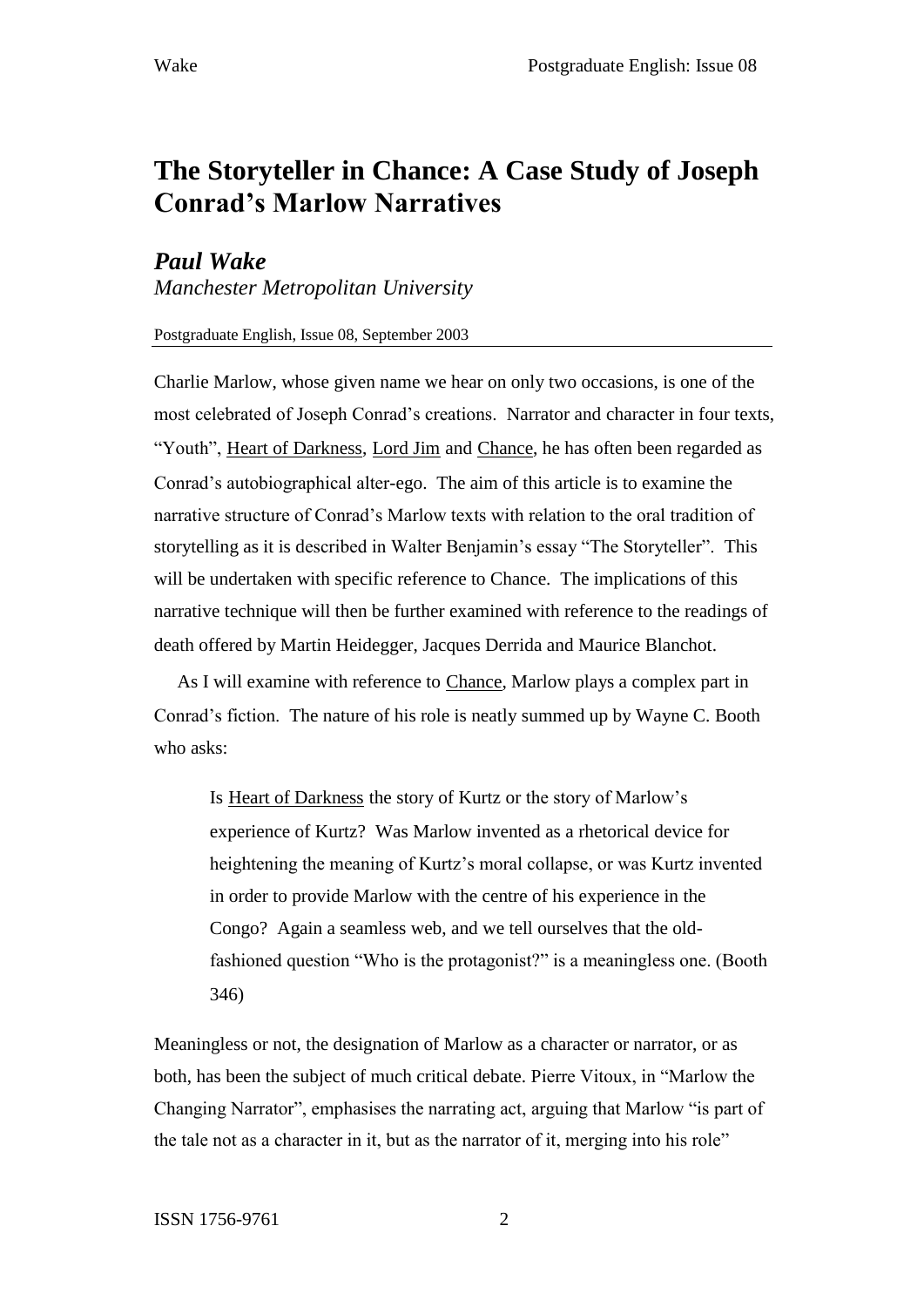# The Storyteller in Chance: A Case Study of Joseph Conrad's Marlow Narratives

## *Paul Wake*

*Manchester Metropolitan University*

Postgraduate English, Issue 08, September 2003

Charlie Marlow, whose given name we hear on only two occasions, is one of the most celebrated of Joseph Conrad's creations. Narrator and character in four texts, "Youth", Heart of Darkness, Lord Jim and Chance, he has often been regarded as Conrad's autobiographical alter-ego. The aim of this article is to examine the narrative structure of Conrad's Marlow texts with relation to the oral tradition of storytelling as it is described in Walter Benjamin's essay "The Storyteller". This will be undertaken with specific reference to Chance. The implications of this narrative technique will then be further examined with reference to the readings of death offered by Martin Heidegger, Jacques Derrida and Maurice Blanchot.

As I will examine with reference to Chance, Marlow plays a complex part in Conrad's fiction. The nature of his role is neatly summed up by Wayne C. Booth who asks:

> Is Heart of Darkness the story of Kurtz or the story of Marlow's experience of Kurtz? Was Marlow invented as a rhetorical device for heightening the meaning of Kurtz's moral collapse, or was Kurtz invented in order to provide Marlow with the centre of his experience in the Congo? Again a seamless web, and we tell ourselves that the old-fashioned question "Who is the protagonist?" is a meaningless one. (Booth 346)

Meaningless or not, the designation of Marlow as a character or narrator, or as both, has been the subject of much critical debate. Pierre Vitoux, in "Marlow the Changing Narrator", emphasises the narrating act, arguing that Marlow "is part of the tale not as a character in it, but as the narrator of it, merging into his role"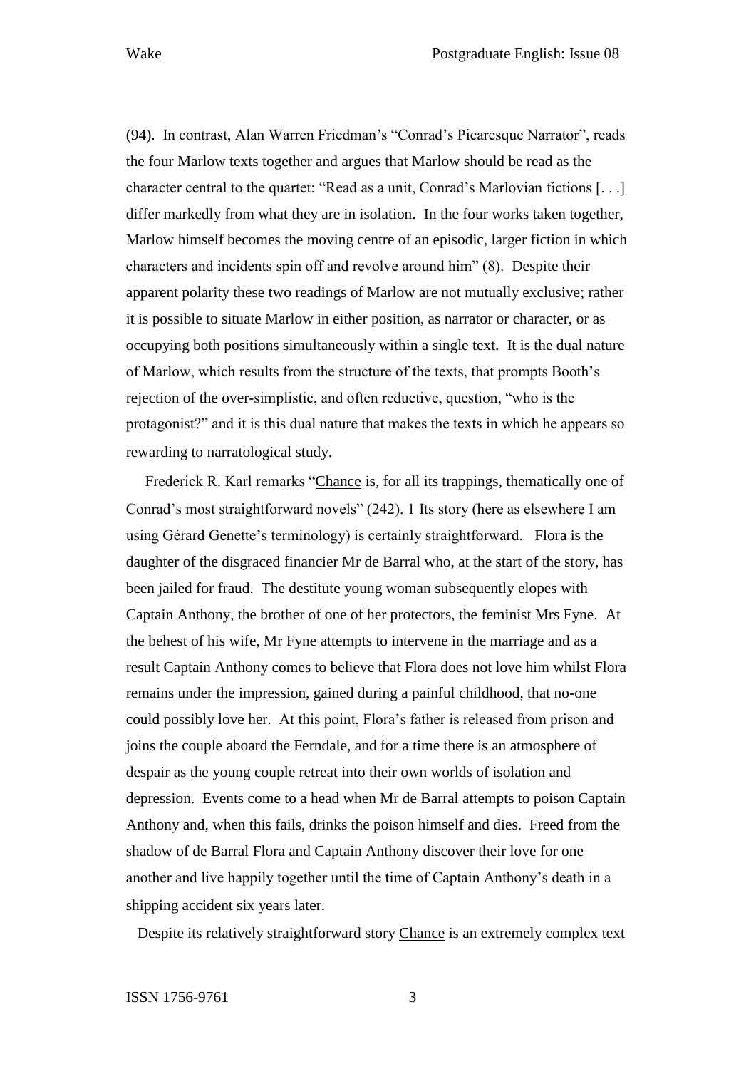(94). In contrast, Alan Warren Friedman's "Conrad's Picaresque Narrator", reads the four Marlow texts together and argues that Marlow should be read as the character central to the quartet: "Read as a unit, Conrad's Marlovian fictions [. . .] differ markedly from what they are in isolation. In the four works taken together, Marlow himself becomes the moving centre of an episodic, larger fiction in which characters and incidents spin off and revolve around him" (8). Despite their apparent polarity these two readings of Marlow are not mutually exclusive; rather it is possible to situate Marlow in either position, as narrator or character, or as occupying both positions simultaneously within a single text. It is the dual nature of Marlow, which results from the structure of the texts, that prompts Booth's rejection of the over-simplistic, and often reductive, question, "who is the protagonist?" and it is this dual nature that makes the texts in which he appears so rewarding to narratological study.

Frederick R. Karl remarks "Chance is, for all its trappings, thematically one of Conrad's most straightforward novels" (242). 1 Its story (here as elsewhere I am using Gérard Genette's terminology) is certainly straightforward. Flora is the daughter of the disgraced financier Mr de Barral who, at the start of the story, has been jailed for fraud. The destitute young woman subsequently elopes with Captain Anthony, the brother of one of her protectors, the feminist Mrs Fyne. At the behest of his wife, Mr Fyne attempts to intervene in the marriage and as a result Captain Anthony comes to believe that Flora does not love him whilst Flora remains under the impression, gained during a painful childhood, that no-one could possibly love her. At this point, Flora's father is released from prison and joins the couple aboard the Ferndale, and for a time there is an atmosphere of despair as the young couple retreat into their own worlds of isolation and depression. Events come to a head when Mr de Barral attempts to poison Captain Anthony and, when this fails, drinks the poison himself and dies. Freed from the shadow of de Barral Flora and Captain Anthony discover their love for one another and live happily together until the time of Captain Anthony's death in a shipping accident six years later.

Despite its relatively straightforward story Chance is an extremely complex text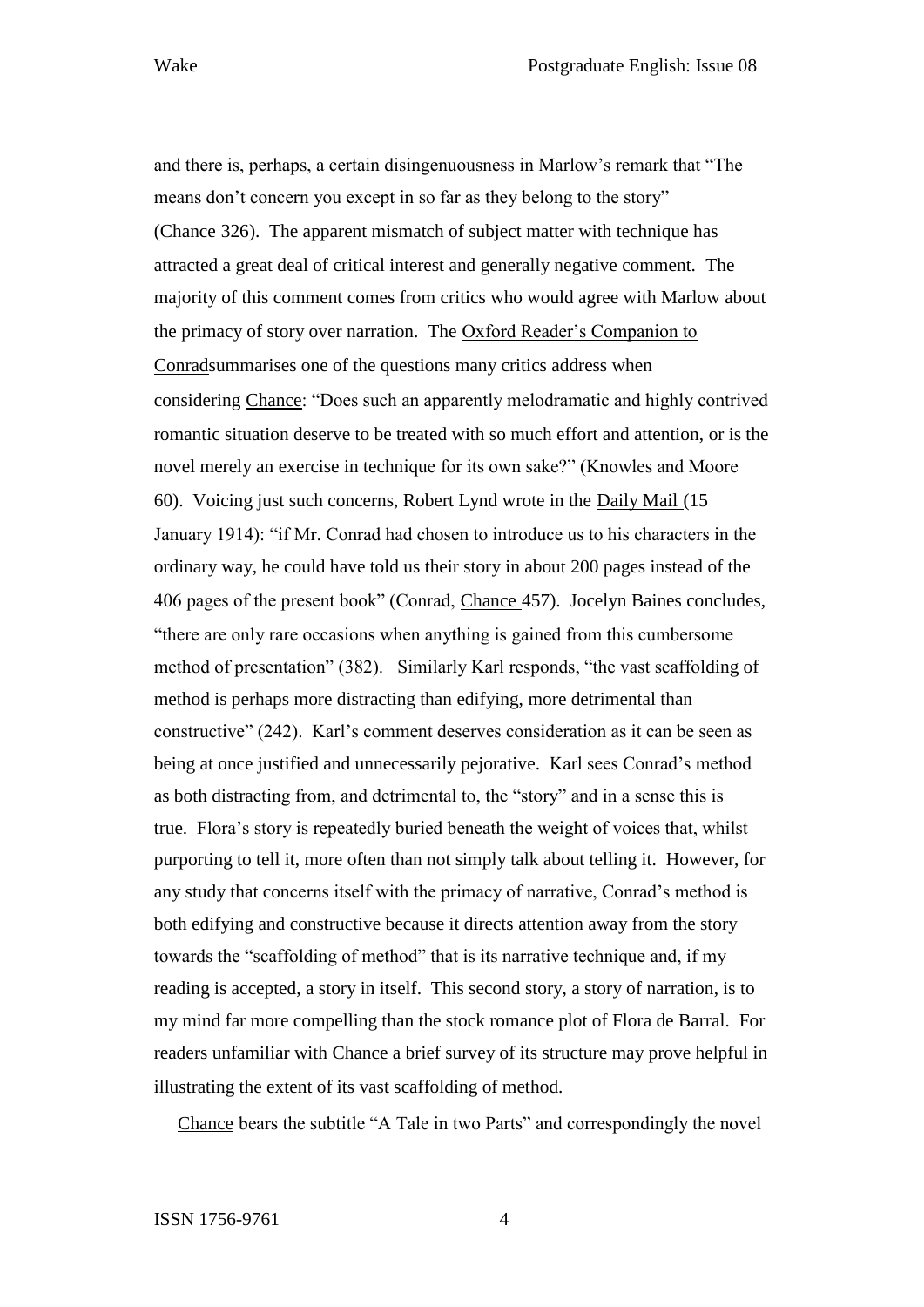and there is, perhaps, a certain disingenuousness in Marlow's remark that "The means don't concern you except in so far as they belong to the story" (Chance 326). The apparent mismatch of subject matter with technique has attracted a great deal of critical interest and generally negative comment. The majority of this comment comes from critics who would agree with Marlow about the primacy of story over narration. The Oxford Reader's Companion to Conradsummarises one of the questions many critics address when considering Chance: "Does such an apparently melodramatic and highly contrived romantic situation deserve to be treated with so much effort and attention, or is the novel merely an exercise in technique for its own sake?" (Knowles and Moore 60). Voicing just such concerns, Robert Lynd wrote in the Daily Mail (15 January 1914): "if Mr. Conrad had chosen to introduce us to his characters in the ordinary way, he could have told us their story in about 200 pages instead of the 406 pages of the present book" (Conrad, Chance 457). Jocelyn Baines concludes, "there are only rare occasions when anything is gained from this cumbersome method of presentation" (382). Similarly Karl responds, "the vast scaffolding of method is perhaps more distracting than edifying, more detrimental than constructive" (242). Karl's comment deserves consideration as it can be seen as being at once justified and unnecessarily pejorative. Karl sees Conrad's method as both distracting from, and detrimental to, the "story" and in a sense this is true. Flora's story is repeatedly buried beneath the weight of voices that, whilst purporting to tell it, more often than not simply talk about telling it. However, for any study that concerns itself with the primacy of narrative, Conrad's method is both edifying and constructive because it directs attention away from the story towards the "scaffolding of method" that is its narrative technique and, if my reading is accepted, a story in itself. This second story, a story of narration, is to my mind far more compelling than the stock romance plot of Flora de Barral. For readers unfamiliar with Chance a brief survey of its structure may prove helpful in illustrating the extent of its vast scaffolding of method.

Chance bears the subtitle "A Tale in two Parts" and correspondingly the novel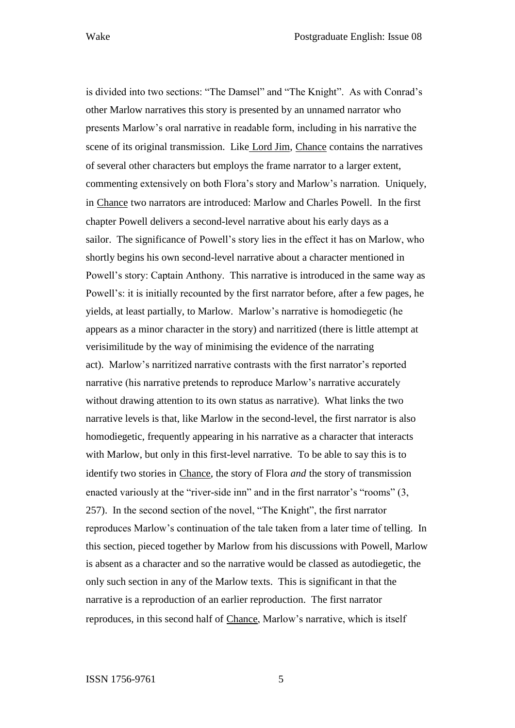is divided into two sections: "The Damsel" and "The Knight". As with Conrad's other Marlow narratives this story is presented by an unnamed narrator who presents Marlow's oral narrative in readable form, including in his narrative the scene of its original transmission. Like Lord Jim, Chance contains the narratives of several other characters but employs the frame narrator to a larger extent, commenting extensively on both Flora's story and Marlow's narration. Uniquely, in Chance two narrators are introduced: Marlow and Charles Powell. In the first chapter Powell delivers a second-level narrative about his early days as a sailor. The significance of Powell's story lies in the effect it has on Marlow, who shortly begins his own second-level narrative about a character mentioned in Powell's story: Captain Anthony. This narrative is introduced in the same way as Powell's: it is initially recounted by the first narrator before, after a few pages, he yields, at least partially, to Marlow. Marlow's narrative is homodiegetic (he appears as a minor character in the story) and narritized (there is little attempt at verisimilitude by the way of minimising the evidence of the narrating act). Marlow's narritized narrative contrasts with the first narrator's reported narrative (his narrative pretends to reproduce Marlow's narrative accurately without drawing attention to its own status as narrative). What links the two narrative levels is that, like Marlow in the second-level, the first narrator is also homodiegetic, frequently appearing in his narrative as a character that interacts with Marlow, but only in this first-level narrative. To be able to say this is to identify two stories in Chance, the story of Flora *and* the story of transmission enacted variously at the "river-side inn" and in the first narrator's "rooms" (3, 257). In the second section of the novel, "The Knight", the first narrator reproduces Marlow's continuation of the tale taken from a later time of telling. In this section, pieced together by Marlow from his discussions with Powell, Marlow is absent as a character and so the narrative would be classed as autodiegetic, the only such section in any of the Marlow texts. This is significant in that the narrative is a reproduction of an earlier reproduction. The first narrator reproduces, in this second half of Chance, Marlow's narrative, which is itself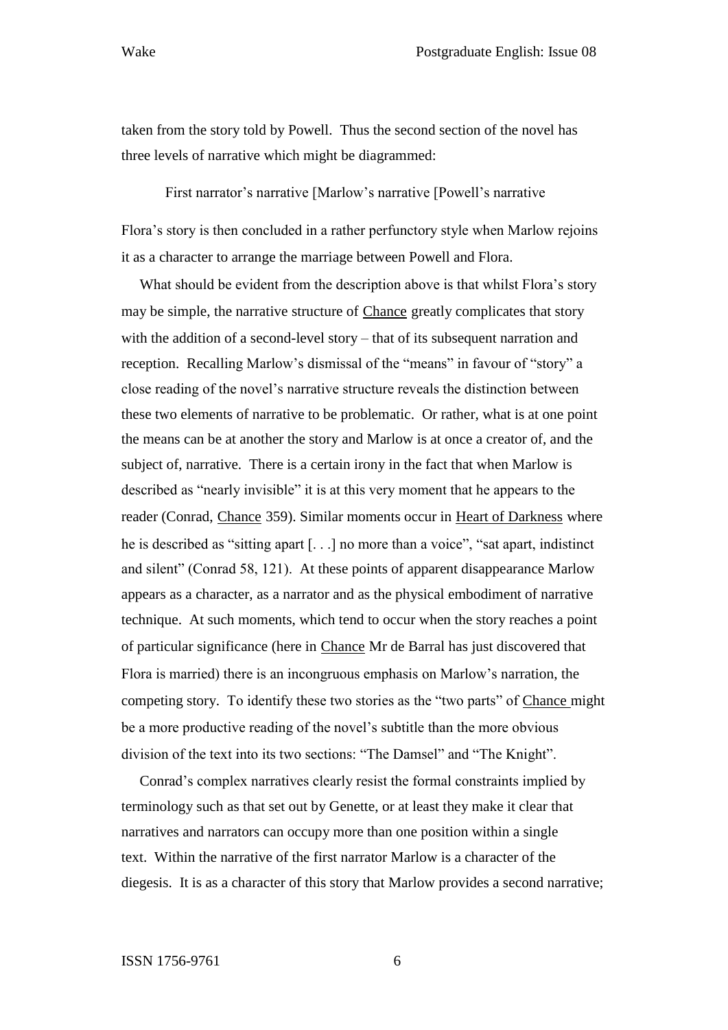taken from the story told by Powell. Thus the second section of the novel has three levels of narrative which might be diagrammed:

First narrator's narrative [Marlow's narrative [Powell's narrative

Flora's story is then concluded in a rather perfunctory style when Marlow rejoins it as a character to arrange the marriage between Powell and Flora.

What should be evident from the description above is that whilst Flora's story may be simple, the narrative structure of Chance greatly complicates that story with the addition of a second-level story – that of its subsequent narration and reception. Recalling Marlow's dismissal of the "means" in favour of "story" a close reading of the novel's narrative structure reveals the distinction between these two elements of narrative to be problematic. Or rather, what is at one point the means can be at another the story and Marlow is at once a creator of, and the subject of, narrative. There is a certain irony in the fact that when Marlow is described as "nearly invisible" it is at this very moment that he appears to the reader (Conrad, Chance 359). Similar moments occur in Heart of Darkness where he is described as "sitting apart [. . .] no more than a voice", "sat apart, indistinct and silent" (Conrad 58, 121). At these points of apparent disappearance Marlow appears as a character, as a narrator and as the physical embodiment of narrative technique. At such moments, which tend to occur when the story reaches a point of particular significance (here in Chance Mr de Barral has just discovered that Flora is married) there is an incongruous emphasis on Marlow's narration, the competing story. To identify these two stories as the "two parts" of Chance might be a more productive reading of the novel's subtitle than the more obvious division of the text into its two sections: "The Damsel" and "The Knight".

Conrad's complex narratives clearly resist the formal constraints implied by terminology such as that set out by Genette, or at least they make it clear that narratives and narrators can occupy more than one position within a single text. Within the narrative of the first narrator Marlow is a character of the diegesis. It is as a character of this story that Marlow provides a second narrative;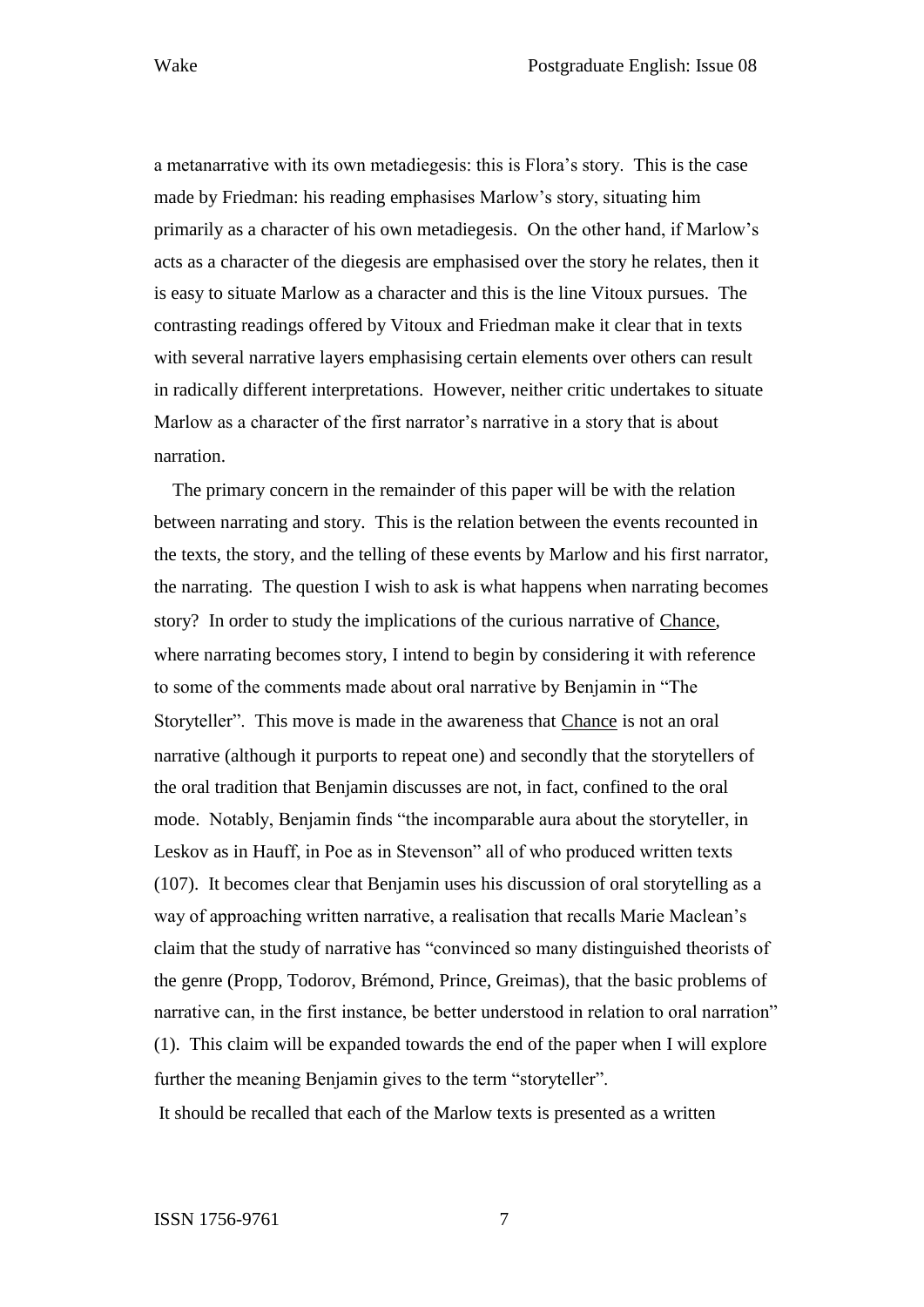a metanarrative with its own metadiegesis: this is Flora's story. This is the case made by Friedman: his reading emphasises Marlow's story, situating him primarily as a character of his own metadiegesis. On the other hand, if Marlow's acts as a character of the diegesis are emphasised over the story he relates, then it is easy to situate Marlow as a character and this is the line Vitoux pursues. The contrasting readings offered by Vitoux and Friedman make it clear that in texts with several narrative layers emphasising certain elements over others can result in radically different interpretations. However, neither critic undertakes to situate Marlow as a character of the first narrator's narrative in a story that is about narration.

The primary concern in the remainder of this paper will be with the relation between narrating and story. This is the relation between the events recounted in the texts, the story, and the telling of these events by Marlow and his first narrator, the narrating. The question I wish to ask is what happens when narrating becomes story? In order to study the implications of the curious narrative of Chance, where narrating becomes story, I intend to begin by considering it with reference to some of the comments made about oral narrative by Benjamin in "The Storyteller". This move is made in the awareness that Chance is not an oral narrative (although it purports to repeat one) and secondly that the storytellers of the oral tradition that Benjamin discusses are not, in fact, confined to the oral mode. Notably, Benjamin finds "the incomparable aura about the storyteller, in Leskov as in Hauff, in Poe as in Stevenson" all of who produced written texts (107). It becomes clear that Benjamin uses his discussion of oral storytelling as a way of approaching written narrative, a realisation that recalls Marie Maclean's claim that the study of narrative has "convinced so many distinguished theorists of the genre (Propp, Todorov, Brémond, Prince, Greimas), that the basic problems of narrative can, in the first instance, be better understood in relation to oral narration" (1). This claim will be expanded towards the end of the paper when I will explore further the meaning Benjamin gives to the term "storyteller".

It should be recalled that each of the Marlow texts is presented as a written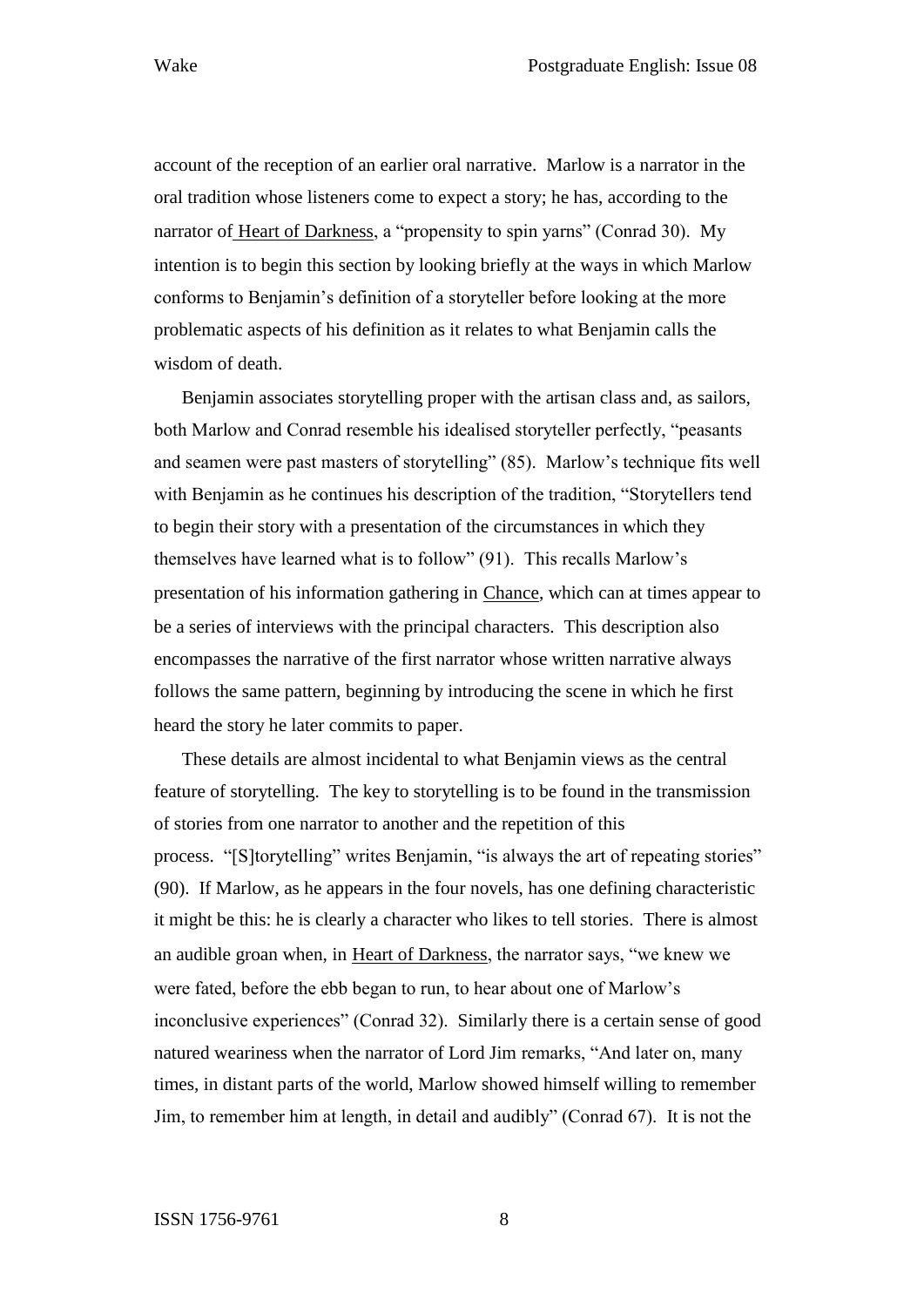account of the reception of an earlier oral narrative. Marlow is a narrator in the oral tradition whose listeners come to expect a story; he has, according to the narrator of Heart of Darkness, a "propensity to spin yarns" (Conrad 30). My intention is to begin this section by looking briefly at the ways in which Marlow conforms to Benjamin's definition of a storyteller before looking at the more problematic aspects of his definition as it relates to what Benjamin calls the wisdom of death.

Benjamin associates storytelling proper with the artisan class and, as sailors, both Marlow and Conrad resemble his idealised storyteller perfectly, "peasants and seamen were past masters of storytelling" (85). Marlow's technique fits well with Benjamin as he continues his description of the tradition, "Storytellers tend to begin their story with a presentation of the circumstances in which they themselves have learned what is to follow" (91). This recalls Marlow's presentation of his information gathering in Chance, which can at times appear to be a series of interviews with the principal characters. This description also encompasses the narrative of the first narrator whose written narrative always follows the same pattern, beginning by introducing the scene in which he first heard the story he later commits to paper.

These details are almost incidental to what Benjamin views as the central feature of storytelling. The key to storytelling is to be found in the transmission of stories from one narrator to another and the repetition of this process. "[S]torytelling" writes Benjamin, "is always the art of repeating stories" (90). If Marlow, as he appears in the four novels, has one defining characteristic it might be this: he is clearly a character who likes to tell stories. There is almost an audible groan when, in Heart of Darkness, the narrator says, "we knew we were fated, before the ebb began to run, to hear about one of Marlow's inconclusive experiences" (Conrad 32). Similarly there is a certain sense of good natured weariness when the narrator of Lord Jim remarks, "And later on, many times, in distant parts of the world, Marlow showed himself willing to remember Jim, to remember him at length, in detail and audibly" (Conrad 67). It is not the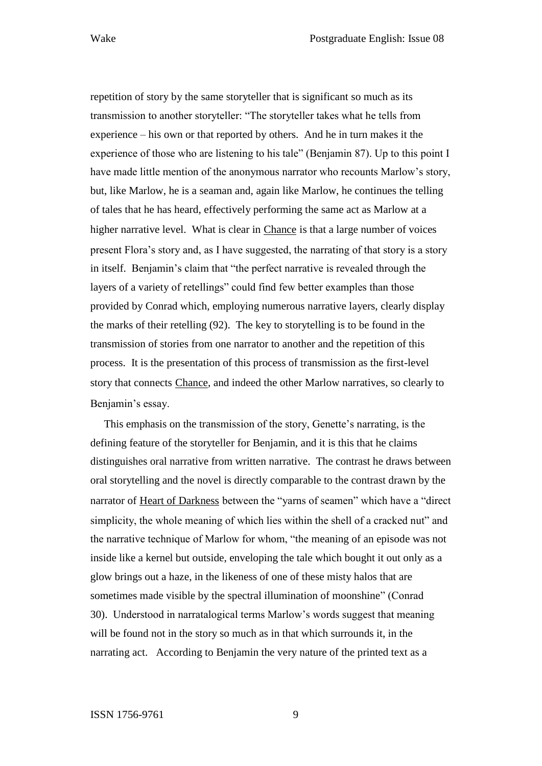repetition of story by the same storyteller that is significant so much as its transmission to another storyteller: "The storyteller takes what he tells from experience – his own or that reported by others. And he in turn makes it the experience of those who are listening to his tale" (Benjamin 87). Up to this point I have made little mention of the anonymous narrator who recounts Marlow's story, but, like Marlow, he is a seaman and, again like Marlow, he continues the telling of tales that he has heard, effectively performing the same act as Marlow at a higher narrative level. What is clear in Chance is that a large number of voices present Flora's story and, as I have suggested, the narrating of that story is a story in itself. Benjamin's claim that "the perfect narrative is revealed through the layers of a variety of retellings" could find few better examples than those provided by Conrad which, employing numerous narrative layers, clearly display the marks of their retelling (92). The key to storytelling is to be found in the transmission of stories from one narrator to another and the repetition of this process. It is the presentation of this process of transmission as the first-level story that connects Chance, and indeed the other Marlow narratives, so clearly to Benjamin's essay.

This emphasis on the transmission of the story, Genette's narrating, is the defining feature of the storyteller for Benjamin, and it is this that he claims distinguishes oral narrative from written narrative. The contrast he draws between oral storytelling and the novel is directly comparable to the contrast drawn by the narrator of Heart of Darkness between the "yarns of seamen" which have a "direct simplicity, the whole meaning of which lies within the shell of a cracked nut" and the narrative technique of Marlow for whom, "the meaning of an episode was not inside like a kernel but outside, enveloping the tale which bought it out only as a glow brings out a haze, in the likeness of one of these misty halos that are sometimes made visible by the spectral illumination of moonshine" (Conrad 30). Understood in narratalogical terms Marlow's words suggest that meaning will be found not in the story so much as in that which surrounds it, in the narrating act. According to Benjamin the very nature of the printed text as a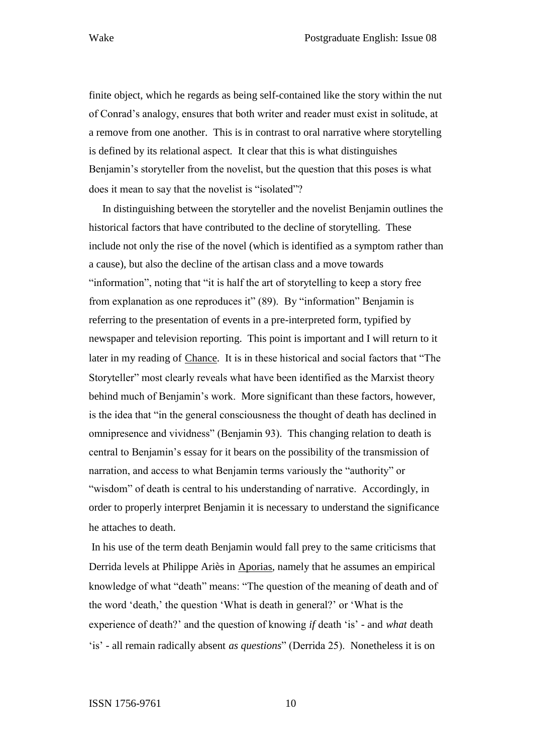finite object, which he regards as being self-contained like the story within the nut of Conrad's analogy, ensures that both writer and reader must exist in solitude, at a remove from one another. This is in contrast to oral narrative where storytelling is defined by its relational aspect. It clear that this is what distinguishes Benjamin's storyteller from the novelist, but the question that this poses is what does it mean to say that the novelist is "isolated"?

In distinguishing between the storyteller and the novelist Benjamin outlines the historical factors that have contributed to the decline of storytelling. These include not only the rise of the novel (which is identified as a symptom rather than a cause), but also the decline of the artisan class and a move towards "information", noting that "it is half the art of storytelling to keep a story free from explanation as one reproduces it" (89). By "information" Benjamin is referring to the presentation of events in a pre-interpreted form, typified by newspaper and television reporting. This point is important and I will return to it later in my reading of <u>Chance</u>. It is in these historical and social factors that "The Storyteller" most clearly reveals what have been identified as the Marxist theory behind much of Benjamin's work. More significant than these factors, however, is the idea that "in the general consciousness the thought of death has declined in omnipresence and vividness" (Benjamin 93). This changing relation to death is central to Benjamin's essay for it bears on the possibility of the transmission of narration, and access to what Benjamin terms variously the "authority" or "wisdom" of death is central to his understanding of narrative. Accordingly, in order to properly interpret Benjamin it is necessary to understand the significance he attaches to death.

In his use of the term death Benjamin would fall prey to the same criticisms that Derrida levels at Philippe Ariès in <u>Aporias</u>, namely that he assumes an empirical knowledge of what "death" means: "The question of the meaning of death and of the word 'death,' the question 'What is death in general?' or 'What is the experience of death?' and the question of knowing *if* death 'is' - and *what* death 'is' - all remain radically absent *as questions*" (Derrida 25). Nonetheless it is on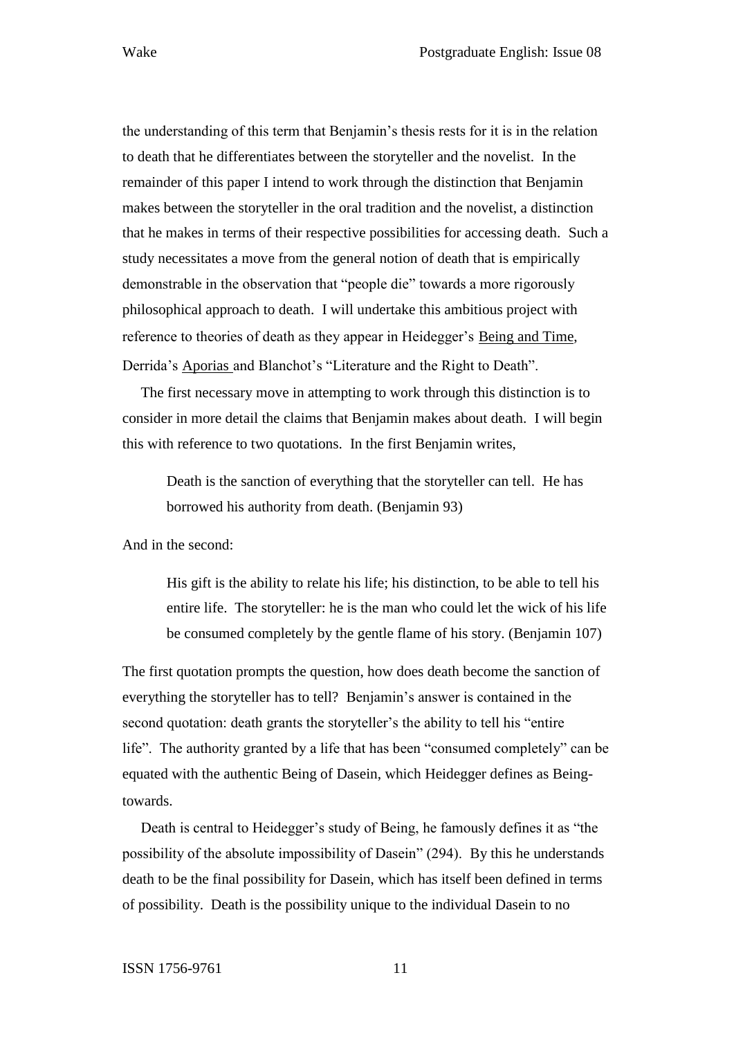the understanding of this term that Benjamin's thesis rests for it is in the relation to death that he differentiates between the storyteller and the novelist. In the remainder of this paper I intend to work through the distinction that Benjamin makes between the storyteller in the oral tradition and the novelist, a distinction that he makes in terms of their respective possibilities for accessing death. Such a study necessitates a move from the general notion of death that is empirically demonstrable in the observation that "people die" towards a more rigorously philosophical approach to death. I will undertake this ambitious project with reference to theories of death as they appear in Heidegger's Being and Time, Derrida's Aporias and Blanchot's "Literature and the Right to Death".

The first necessary move in attempting to work through this distinction is to consider in more detail the claims that Benjamin makes about death. I will begin this with reference to two quotations. In the first Benjamin writes,

> Death is the sanction of everything that the storyteller can tell. He has borrowed his authority from death. (Benjamin 93)

And in the second:

> His gift is the ability to relate his life; his distinction, to be able to tell his entire life. The storyteller: he is the man who could let the wick of his life be consumed completely by the gentle flame of his story. (Benjamin 107)

The first quotation prompts the question, how does death become the sanction of everything the storyteller has to tell? Benjamin's answer is contained in the second quotation: death grants the storyteller's the ability to tell his "entire life". The authority granted by a life that has been "consumed completely" can be equated with the authentic Being of Dasein, which Heidegger defines as Being-towards.

Death is central to Heidegger's study of Being, he famously defines it as "the possibility of the absolute impossibility of Dasein" (294). By this he understands death to be the final possibility for Dasein, which has itself been defined in terms of possibility. Death is the possibility unique to the individual Dasein to no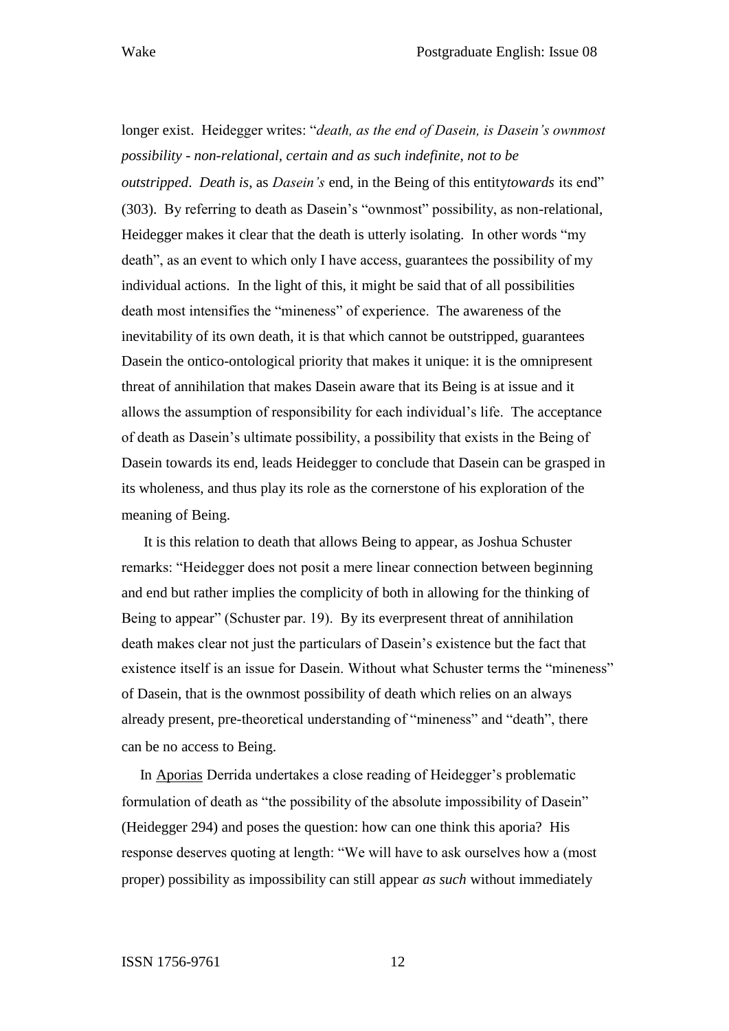longer exist. Heidegger writes: "*death, as the end of Dasein, is Dasein's ownmost possibility - non-relational, certain and as such indefinite, not to be outstripped*. *Death is,* as *Dasein's* end, in the Being of this entity*towards* its end" (303). By referring to death as Dasein's "ownmost" possibility, as non-relational, Heidegger makes it clear that the death is utterly isolating. In other words "my death", as an event to which only I have access, guarantees the possibility of my individual actions. In the light of this, it might be said that of all possibilities death most intensifies the "mineness" of experience. The awareness of the inevitability of its own death, it is that which cannot be outstripped, guarantees Dasein the ontico-ontological priority that makes it unique: it is the omnipresent threat of annihilation that makes Dasein aware that its Being is at issue and it allows the assumption of responsibility for each individual's life. The acceptance of death as Dasein's ultimate possibility, a possibility that exists in the Being of Dasein towards its end, leads Heidegger to conclude that Dasein can be grasped in its wholeness, and thus play its role as the cornerstone of his exploration of the meaning of Being.

It is this relation to death that allows Being to appear, as Joshua Schuster remarks: "Heidegger does not posit a mere linear connection between beginning and end but rather implies the complicity of both in allowing for the thinking of Being to appear" (Schuster par. 19). By its everpresent threat of annihilation death makes clear not just the particulars of Dasein's existence but the fact that existence itself is an issue for Dasein. Without what Schuster terms the "mineness" of Dasein, that is the ownmost possibility of death which relies on an always already present, pre-theoretical understanding of "mineness" and "death", there can be no access to Being.

In Aporias Derrida undertakes a close reading of Heidegger's problematic formulation of death as "the possibility of the absolute impossibility of Dasein" (Heidegger 294) and poses the question: how can one think this aporia? His response deserves quoting at length: "We will have to ask ourselves how a (most proper) possibility as impossibility can still appear *as such* without immediately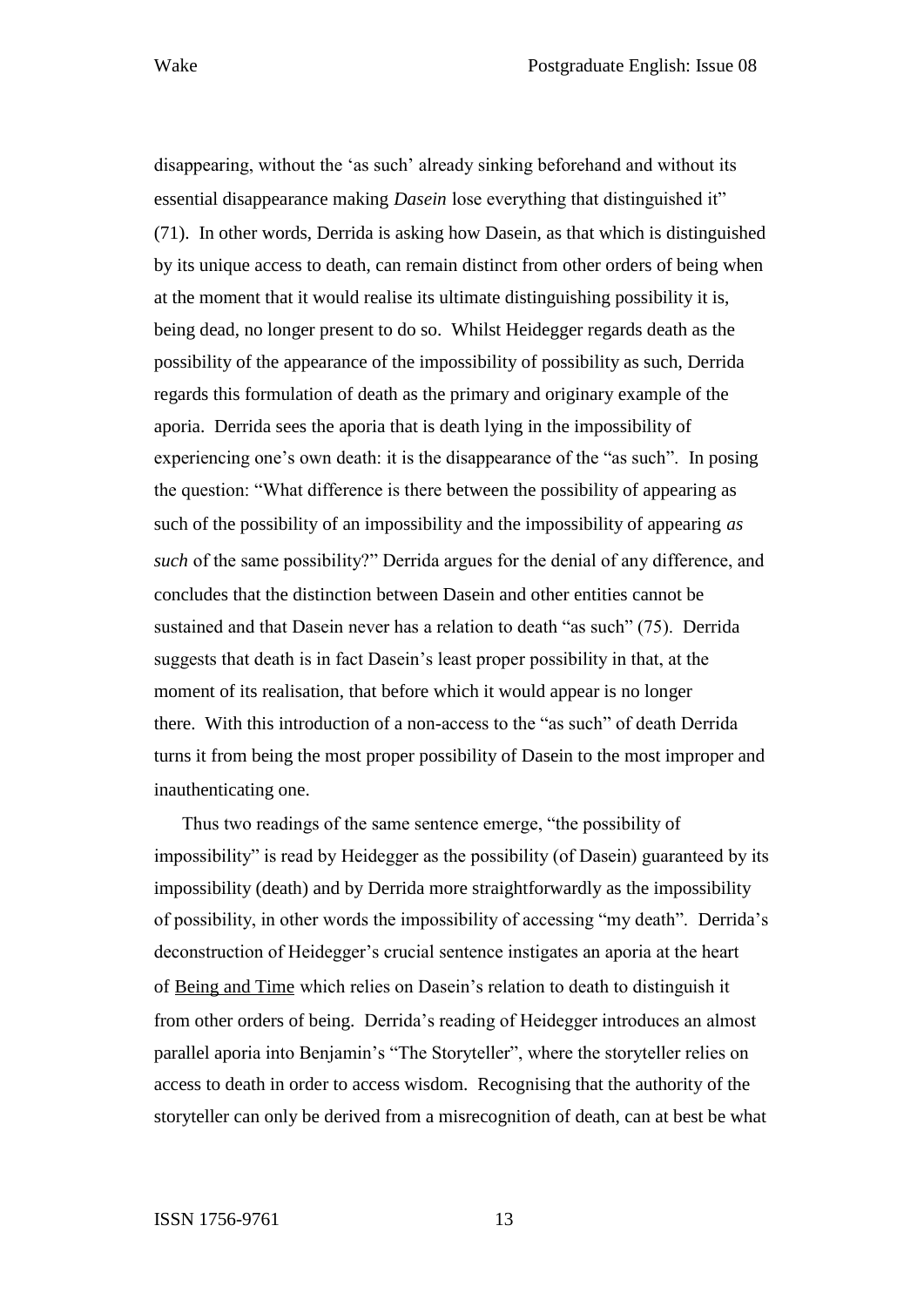disappearing, without the 'as such' already sinking beforehand and without its essential disappearance making *Dasein* lose everything that distinguished it" (71). In other words, Derrida is asking how Dasein, as that which is distinguished by its unique access to death, can remain distinct from other orders of being when at the moment that it would realise its ultimate distinguishing possibility it is, being dead, no longer present to do so. Whilst Heidegger regards death as the possibility of the appearance of the impossibility of possibility as such, Derrida regards this formulation of death as the primary and originary example of the aporia. Derrida sees the aporia that is death lying in the impossibility of experiencing one's own death: it is the disappearance of the "as such". In posing the question: "What difference is there between the possibility of appearing as such of the possibility of an impossibility and the impossibility of appearing *as such* of the same possibility?" Derrida argues for the denial of any difference, and concludes that the distinction between Dasein and other entities cannot be sustained and that Dasein never has a relation to death "as such" (75). Derrida suggests that death is in fact Dasein's least proper possibility in that, at the moment of its realisation, that before which it would appear is no longer there. With this introduction of a non-access to the "as such" of death Derrida turns it from being the most proper possibility of Dasein to the most improper and inauthenticating one.

Thus two readings of the same sentence emerge, "the possibility of impossibility" is read by Heidegger as the possibility (of Dasein) guaranteed by its impossibility (death) and by Derrida more straightforwardly as the impossibility of possibility, in other words the impossibility of accessing "my death". Derrida's deconstruction of Heidegger's crucial sentence instigates an aporia at the heart of Being and Time which relies on Dasein's relation to death to distinguish it from other orders of being. Derrida's reading of Heidegger introduces an almost parallel aporia into Benjamin's "The Storyteller", where the storyteller relies on access to death in order to access wisdom. Recognising that the authority of the storyteller can only be derived from a misrecognition of death, can at best be what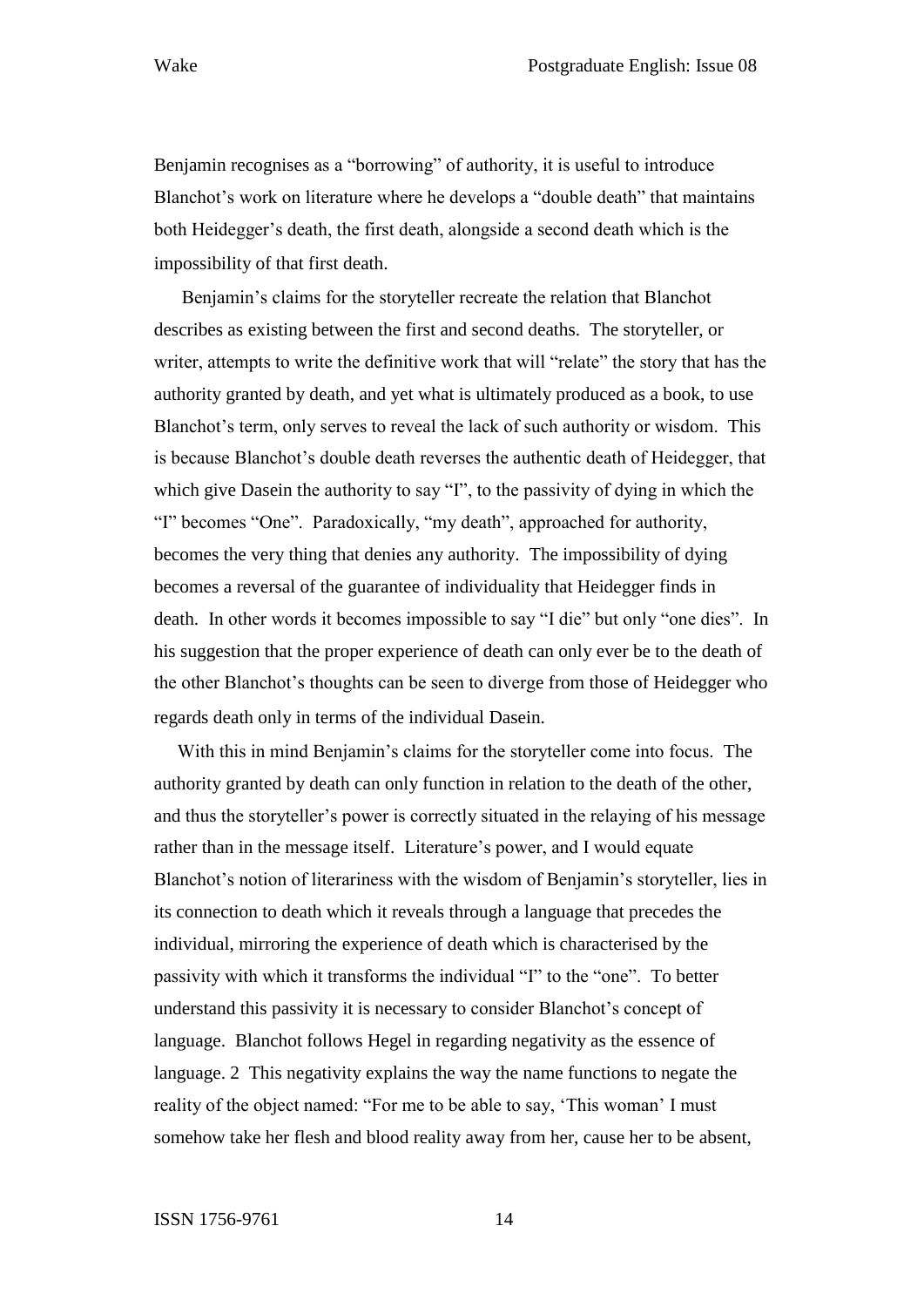Benjamin recognises as a "borrowing" of authority, it is useful to introduce Blanchot's work on literature where he develops a "double death" that maintains both Heidegger's death, the first death, alongside a second death which is the impossibility of that first death.

Benjamin's claims for the storyteller recreate the relation that Blanchot describes as existing between the first and second deaths. The storyteller, or writer, attempts to write the definitive work that will "relate" the story that has the authority granted by death, and yet what is ultimately produced as a book, to use Blanchot's term, only serves to reveal the lack of such authority or wisdom. This is because Blanchot's double death reverses the authentic death of Heidegger, that which give Dasein the authority to say "I", to the passivity of dying in which the "I" becomes "One". Paradoxically, "my death", approached for authority, becomes the very thing that denies any authority. The impossibility of dying becomes a reversal of the guarantee of individuality that Heidegger finds in death. In other words it becomes impossible to say "I die" but only "one dies". In his suggestion that the proper experience of death can only ever be to the death of the other Blanchot's thoughts can be seen to diverge from those of Heidegger who regards death only in terms of the individual Dasein.

With this in mind Benjamin's claims for the storyteller come into focus. The authority granted by death can only function in relation to the death of the other, and thus the storyteller's power is correctly situated in the relaying of his message rather than in the message itself. Literature's power, and I would equate Blanchot's notion of literariness with the wisdom of Benjamin's storyteller, lies in its connection to death which it reveals through a language that precedes the individual, mirroring the experience of death which is characterised by the passivity with which it transforms the individual "I" to the "one". To better understand this passivity it is necessary to consider Blanchot's concept of language. Blanchot follows Hegel in regarding negativity as the essence of language. 2 This negativity explains the way the name functions to negate the reality of the object named: "For me to be able to say, 'This woman' I must somehow take her flesh and blood reality away from her, cause her to be absent,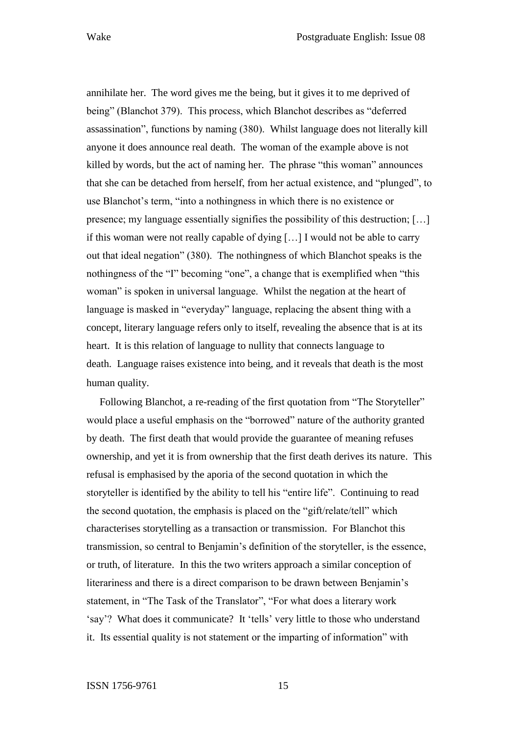annihilate her. The word gives me the being, but it gives it to me deprived of being" (Blanchot 379). This process, which Blanchot describes as "deferred assassination", functions by naming (380). Whilst language does not literally kill anyone it does announce real death. The woman of the example above is not killed by words, but the act of naming her. The phrase "this woman" announces that she can be detached from herself, from her actual existence, and "plunged", to use Blanchot's term, "into a nothingness in which there is no existence or presence; my language essentially signifies the possibility of this destruction; […] if this woman were not really capable of dying […] I would not be able to carry out that ideal negation" (380). The nothingness of which Blanchot speaks is the nothingness of the "I" becoming "one", a change that is exemplified when "this woman" is spoken in universal language. Whilst the negation at the heart of language is masked in "everyday" language, replacing the absent thing with a concept, literary language refers only to itself, revealing the absence that is at its heart. It is this relation of language to nullity that connects language to death. Language raises existence into being, and it reveals that death is the most human quality.

Following Blanchot, a re-reading of the first quotation from "The Storyteller" would place a useful emphasis on the "borrowed" nature of the authority granted by death. The first death that would provide the guarantee of meaning refuses ownership, and yet it is from ownership that the first death derives its nature. This refusal is emphasised by the aporia of the second quotation in which the storyteller is identified by the ability to tell his "entire life". Continuing to read the second quotation, the emphasis is placed on the "gift/relate/tell" which characterises storytelling as a transaction or transmission. For Blanchot this transmission, so central to Benjamin's definition of the storyteller, is the essence, or truth, of literature. In this the two writers approach a similar conception of literariness and there is a direct comparison to be drawn between Benjamin's statement, in "The Task of the Translator", "For what does a literary work 'say'? What does it communicate? It 'tells' very little to those who understand it. Its essential quality is not statement or the imparting of information" with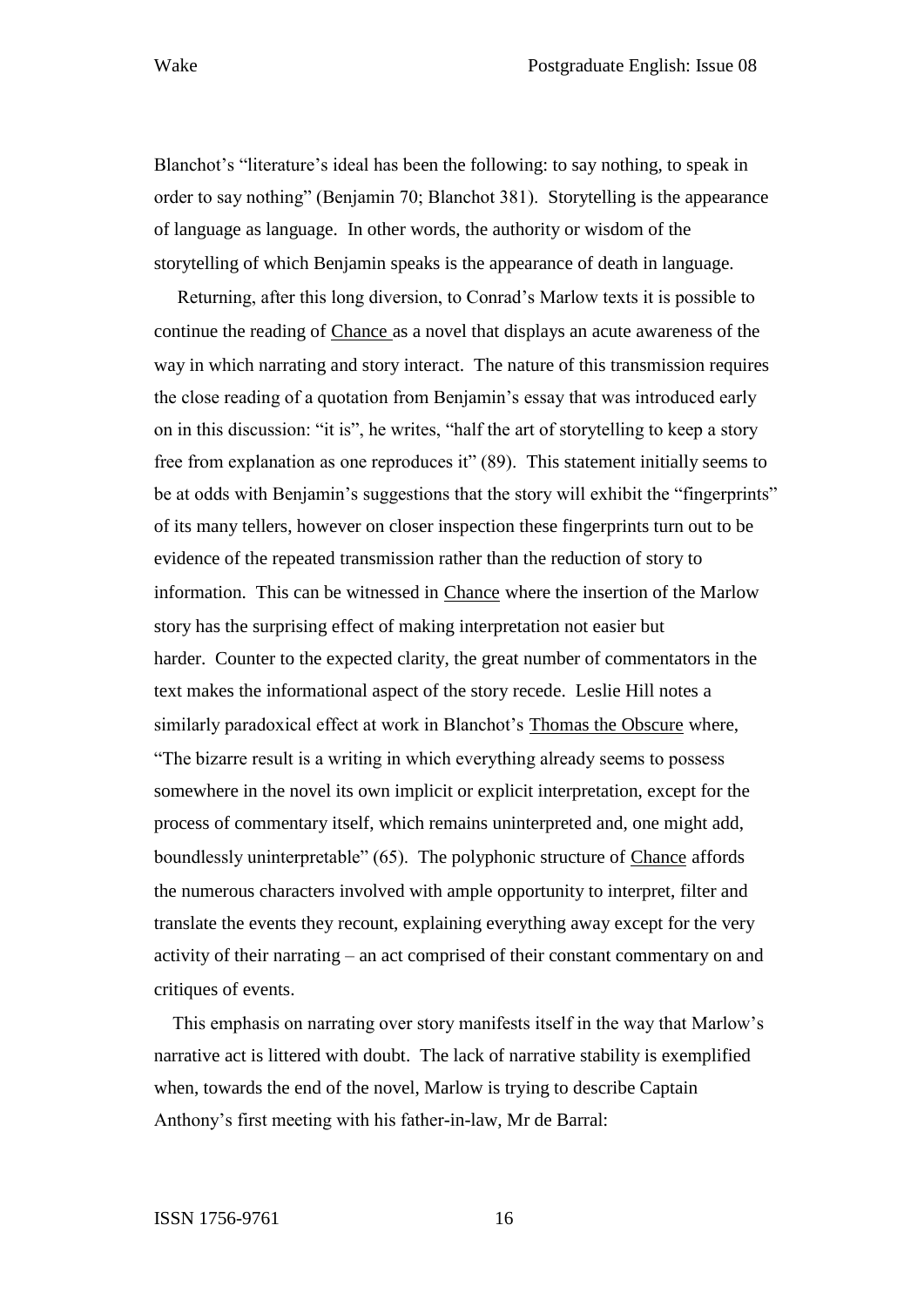Blanchot's "literature's ideal has been the following: to say nothing, to speak in order to say nothing" (Benjamin 70; Blanchot 381). Storytelling is the appearance of language as language. In other words, the authority or wisdom of the storytelling of which Benjamin speaks is the appearance of death in language.

Returning, after this long diversion, to Conrad's Marlow texts it is possible to continue the reading of Chance as a novel that displays an acute awareness of the way in which narrating and story interact. The nature of this transmission requires the close reading of a quotation from Benjamin's essay that was introduced early on in this discussion: "it is", he writes, "half the art of storytelling to keep a story free from explanation as one reproduces it" (89). This statement initially seems to be at odds with Benjamin's suggestions that the story will exhibit the "fingerprints" of its many tellers, however on closer inspection these fingerprints turn out to be evidence of the repeated transmission rather than the reduction of story to information. This can be witnessed in Chance where the insertion of the Marlow story has the surprising effect of making interpretation not easier but harder. Counter to the expected clarity, the great number of commentators in the text makes the informational aspect of the story recede. Leslie Hill notes a similarly paradoxical effect at work in Blanchot's Thomas the Obscure where, "The bizarre result is a writing in which everything already seems to possess somewhere in the novel its own implicit or explicit interpretation, except for the process of commentary itself, which remains uninterpreted and, one might add, boundlessly uninterpretable" (65). The polyphonic structure of Chance affords the numerous characters involved with ample opportunity to interpret, filter and translate the events they recount, explaining everything away except for the very activity of their narrating – an act comprised of their constant commentary on and critiques of events.

This emphasis on narrating over story manifests itself in the way that Marlow's narrative act is littered with doubt. The lack of narrative stability is exemplified when, towards the end of the novel, Marlow is trying to describe Captain Anthony's first meeting with his father-in-law, Mr de Barral: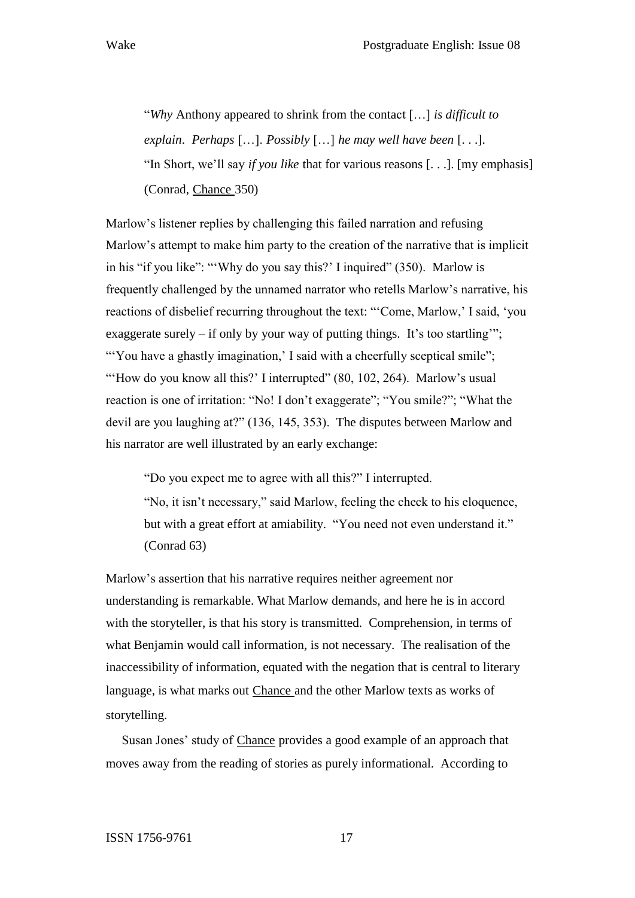> "*Why* Anthony appeared to shrink from the contact […] *is difficult to explain*. *Perhaps* […]. *Possibly* […] *he may well have been* [. . .].
> "In Short, we'll say *if you like* that for various reasons [. . .]. [my emphasis] (Conrad, Chance 350)

Marlow's listener replies by challenging this failed narration and refusing Marlow's attempt to make him party to the creation of the narrative that is implicit in his "if you like": "'Why do you say this?' I inquired" (350). Marlow is frequently challenged by the unnamed narrator who retells Marlow's narrative, his reactions of disbelief recurring throughout the text: "'Come, Marlow,' I said, 'you exaggerate surely – if only by your way of putting things. It's too startling'"; "'You have a ghastly imagination,' I said with a cheerfully sceptical smile"; "'How do you know all this?' I interrupted" (80, 102, 264). Marlow's usual reaction is one of irritation: "No! I don't exaggerate"; "You smile?"; "What the devil are you laughing at?" (136, 145, 353). The disputes between Marlow and his narrator are well illustrated by an early exchange:

> "Do you expect me to agree with all this?" I interrupted.
> "No, it isn't necessary," said Marlow, feeling the check to his eloquence, but with a great effort at amiability. "You need not even understand it." (Conrad 63)

Marlow's assertion that his narrative requires neither agreement nor understanding is remarkable. What Marlow demands, and here he is in accord with the storyteller, is that his story is transmitted. Comprehension, in terms of what Benjamin would call information, is not necessary. The realisation of the inaccessibility of information, equated with the negation that is central to literary language, is what marks out Chance and the other Marlow texts as works of storytelling.

Susan Jones' study of Chance provides a good example of an approach that moves away from the reading of stories as purely informational. According to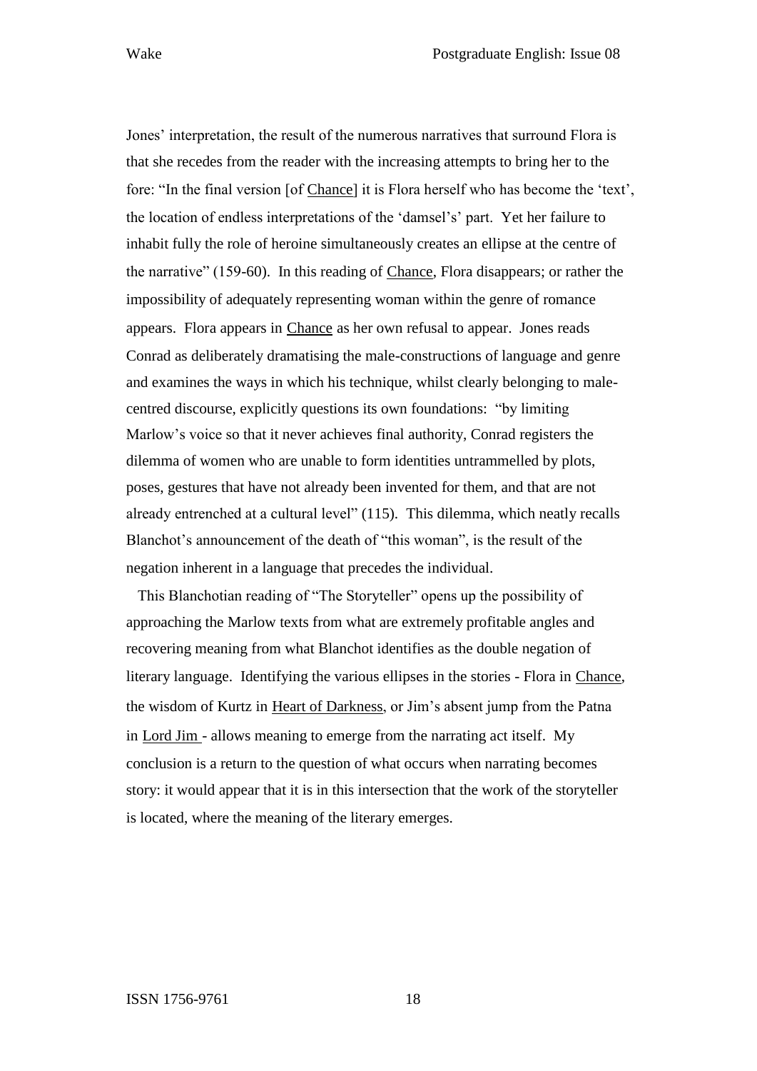Jones' interpretation, the result of the numerous narratives that surround Flora is that she recedes from the reader with the increasing attempts to bring her to the fore: "In the final version [of Chance] it is Flora herself who has become the 'text', the location of endless interpretations of the 'damsel's' part. Yet her failure to inhabit fully the role of heroine simultaneously creates an ellipse at the centre of the narrative" (159-60). In this reading of Chance, Flora disappears; or rather the impossibility of adequately representing woman within the genre of romance appears. Flora appears in Chance as her own refusal to appear. Jones reads Conrad as deliberately dramatising the male-constructions of language and genre and examines the ways in which his technique, whilst clearly belonging to male-centred discourse, explicitly questions its own foundations: "by limiting Marlow's voice so that it never achieves final authority, Conrad registers the dilemma of women who are unable to form identities untrammelled by plots, poses, gestures that have not already been invented for them, and that are not already entrenched at a cultural level" (115). This dilemma, which neatly recalls Blanchot's announcement of the death of "this woman", is the result of the negation inherent in a language that precedes the individual.

This Blanchotian reading of "The Storyteller" opens up the possibility of approaching the Marlow texts from what are extremely profitable angles and recovering meaning from what Blanchot identifies as the double negation of literary language. Identifying the various ellipses in the stories - Flora in Chance, the wisdom of Kurtz in Heart of Darkness, or Jim's absent jump from the Patna in Lord Jim - allows meaning to emerge from the narrating act itself. My conclusion is a return to the question of what occurs when narrating becomes story: it would appear that it is in this intersection that the work of the storyteller is located, where the meaning of the literary emerges.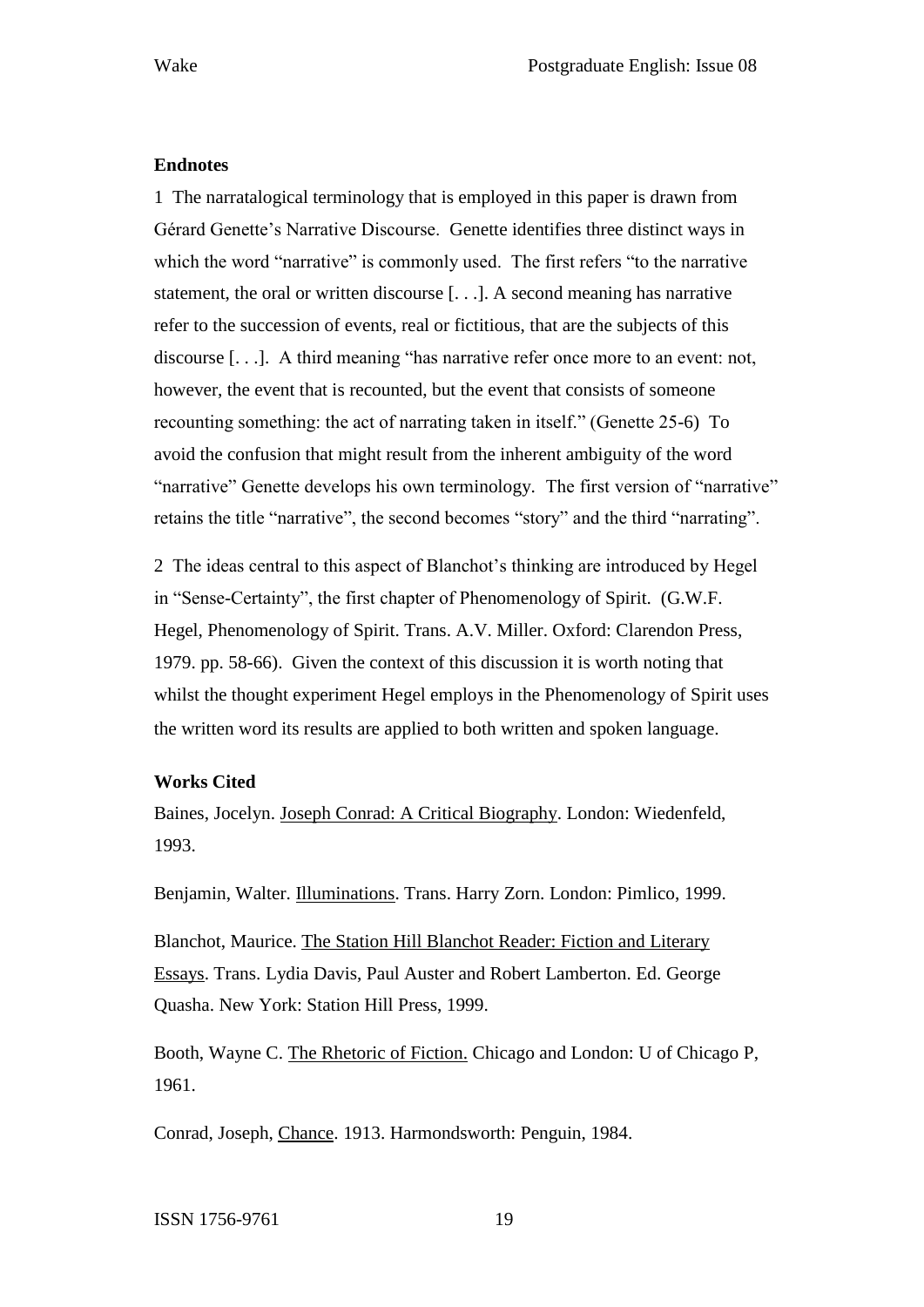**Endnotes**

1 The narratalogical terminology that is employed in this paper is drawn from Gérard Genette's Narrative Discourse. Genette identifies three distinct ways in which the word "narrative" is commonly used. The first refers "to the narrative statement, the oral or written discourse [. . .]. A second meaning has narrative refer to the succession of events, real or fictitious, that are the subjects of this discourse [. . .]. A third meaning "has narrative refer once more to an event: not, however, the event that is recounted, but the event that consists of someone recounting something: the act of narrating taken in itself." (Genette 25-6) To avoid the confusion that might result from the inherent ambiguity of the word "narrative" Genette develops his own terminology. The first version of "narrative" retains the title "narrative", the second becomes "story" and the third "narrating".

2 The ideas central to this aspect of Blanchot's thinking are introduced by Hegel in "Sense-Certainty", the first chapter of Phenomenology of Spirit. (G.W.F. Hegel, Phenomenology of Spirit. Trans. A.V. Miller. Oxford: Clarendon Press, 1979. pp. 58-66). Given the context of this discussion it is worth noting that whilst the thought experiment Hegel employs in the Phenomenology of Spirit uses the written word its results are applied to both written and spoken language.

**Works Cited**

Baines, Jocelyn. Joseph Conrad: A Critical Biography. London: Wiedenfeld, 1993.

Benjamin, Walter. Illuminations. Trans. Harry Zorn. London: Pimlico, 1999.

Blanchot, Maurice. The Station Hill Blanchot Reader: Fiction and Literary Essays. Trans. Lydia Davis, Paul Auster and Robert Lamberton. Ed. George Quasha. New York: Station Hill Press, 1999.

Booth, Wayne C. The Rhetoric of Fiction. Chicago and London: U of Chicago P, 1961.

Conrad, Joseph, Chance. 1913. Harmondsworth: Penguin, 1984.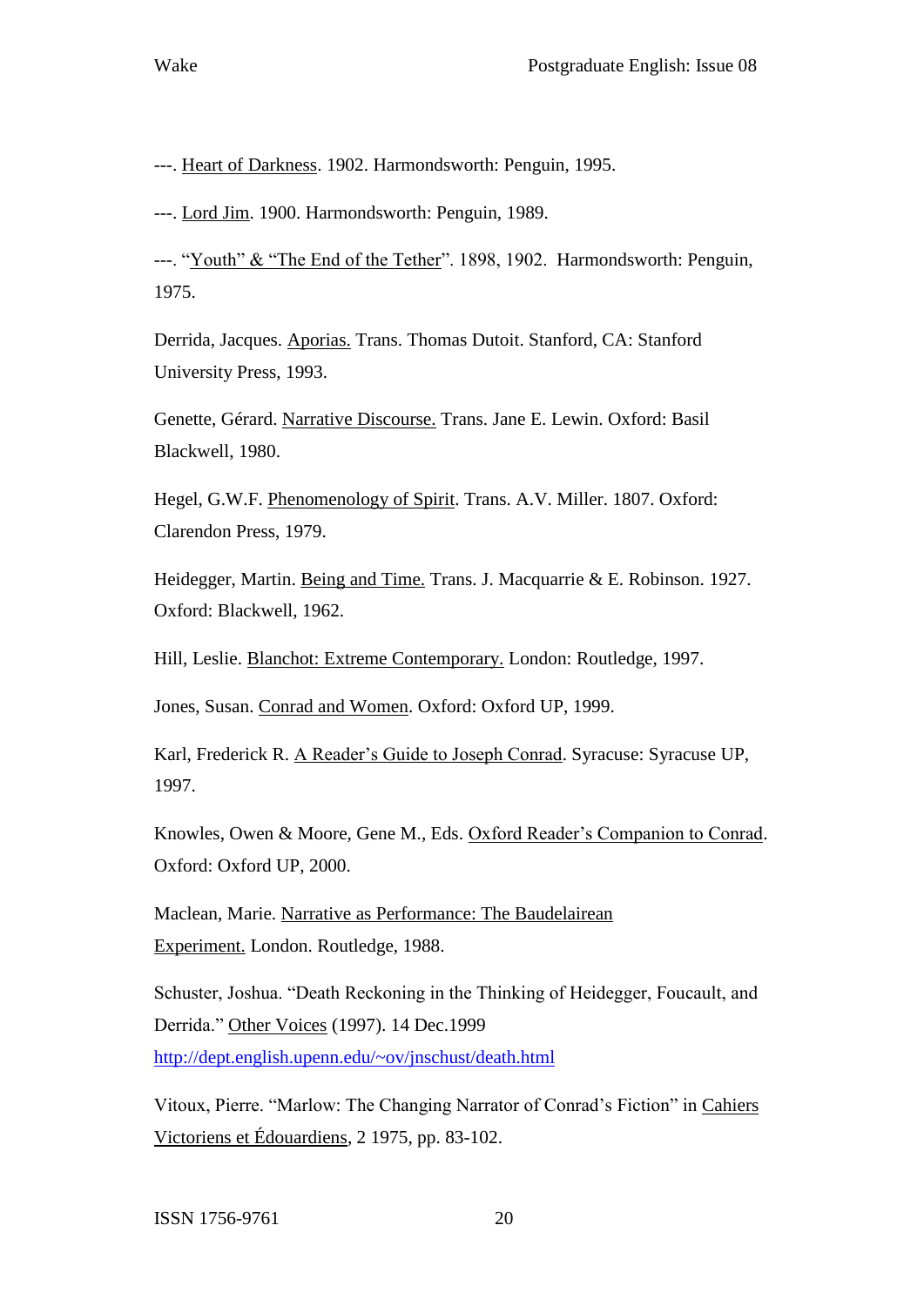---. Heart of Darkness. 1902. Harmondsworth: Penguin, 1995.

---. Lord Jim. 1900. Harmondsworth: Penguin, 1989.

---. "Youth" & "The End of the Tether". 1898, 1902. Harmondsworth: Penguin, 1975.

Derrida, Jacques. Aporias. Trans. Thomas Dutoit. Stanford, CA: Stanford University Press, 1993.

Genette, Gérard. Narrative Discourse. Trans. Jane E. Lewin. Oxford: Basil Blackwell, 1980.

Hegel, G.W.F. Phenomenology of Spirit. Trans. A.V. Miller. 1807. Oxford: Clarendon Press, 1979.

Heidegger, Martin. Being and Time. Trans. J. Macquarrie & E. Robinson. 1927. Oxford: Blackwell, 1962.

Hill, Leslie. Blanchot: Extreme Contemporary. London: Routledge, 1997.

Jones, Susan. Conrad and Women. Oxford: Oxford UP, 1999.

Karl, Frederick R. A Reader's Guide to Joseph Conrad. Syracuse: Syracuse UP, 1997.

Knowles, Owen & Moore, Gene M., Eds. Oxford Reader's Companion to Conrad. Oxford: Oxford UP, 2000.

Maclean, Marie. Narrative as Performance: The Baudelairean Experiment. London. Routledge, 1988.

Schuster, Joshua. "Death Reckoning in the Thinking of Heidegger, Foucault, and Derrida." Other Voices (1997). 14 Dec.1999 http://dept.english.upenn.edu/~ov/jnschust/death.html

Vitoux, Pierre. "Marlow: The Changing Narrator of Conrad's Fiction" in Cahiers Victoriens et Édouardiens, 2 1975, pp. 83-102.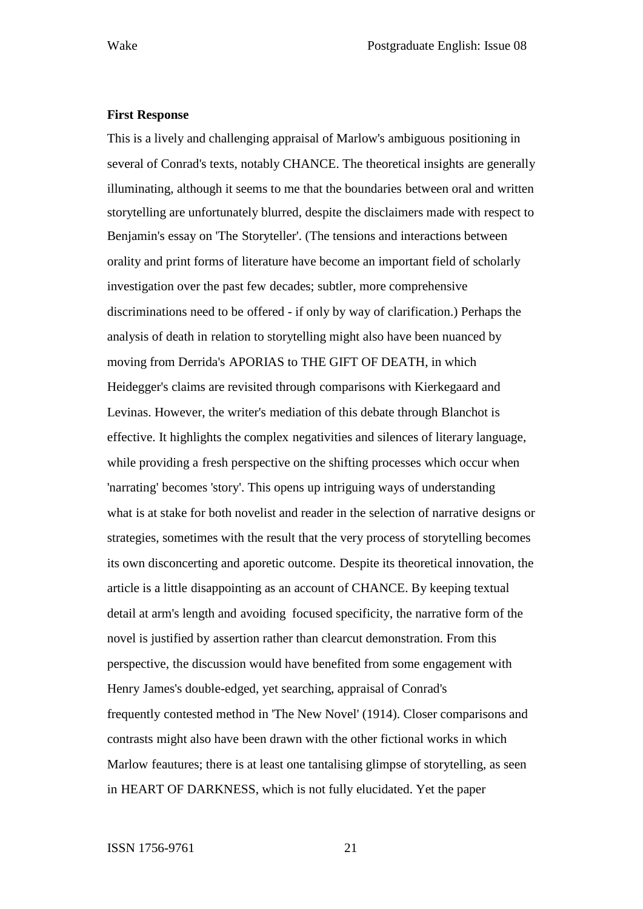**First Response**

This is a lively and challenging appraisal of Marlow's ambiguous positioning in several of Conrad's texts, notably CHANCE. The theoretical insights are generally illuminating, although it seems to me that the boundaries between oral and written storytelling are unfortunately blurred, despite the disclaimers made with respect to Benjamin's essay on 'The Storyteller'. (The tensions and interactions between orality and print forms of literature have become an important field of scholarly investigation over the past few decades; subtler, more comprehensive discriminations need to be offered - if only by way of clarification.) Perhaps the analysis of death in relation to storytelling might also have been nuanced by moving from Derrida's APORIAS to THE GIFT OF DEATH, in which Heidegger's claims are revisited through comparisons with Kierkegaard and Levinas. However, the writer's mediation of this debate through Blanchot is effective. It highlights the complex negativities and silences of literary language, while providing a fresh perspective on the shifting processes which occur when 'narrating' becomes 'story'. This opens up intriguing ways of understanding what is at stake for both novelist and reader in the selection of narrative designs or strategies, sometimes with the result that the very process of storytelling becomes its own disconcerting and aporetic outcome. Despite its theoretical innovation, the article is a little disappointing as an account of CHANCE. By keeping textual detail at arm's length and avoiding focused specificity, the narrative form of the novel is justified by assertion rather than clearcut demonstration. From this perspective, the discussion would have benefited from some engagement with Henry James's double-edged, yet searching, appraisal of Conrad's frequently contested method in 'The New Novel' (1914). Closer comparisons and contrasts might also have been drawn with the other fictional works in which Marlow feautures; there is at least one tantalising glimpse of storytelling, as seen in HEART OF DARKNESS, which is not fully elucidated. Yet the paper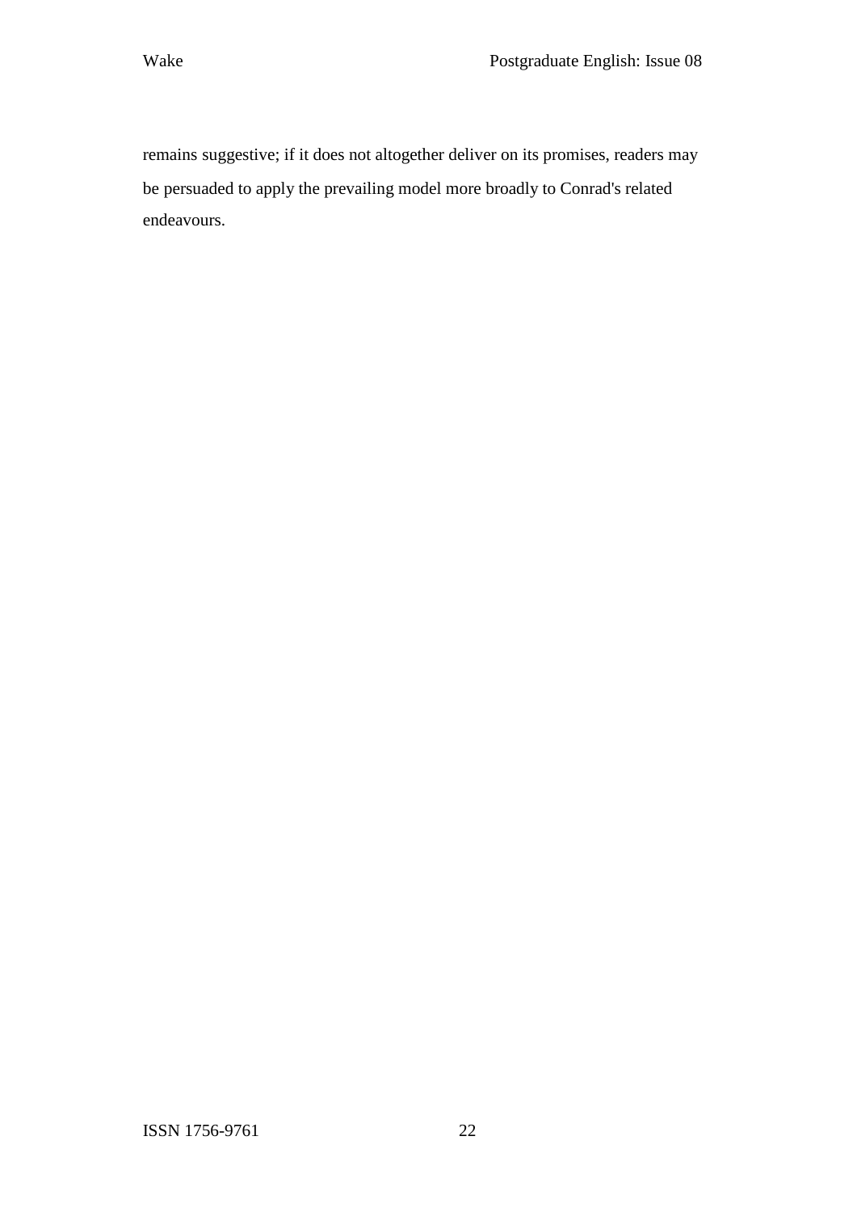remains suggestive; if it does not altogether deliver on its promises, readers may be persuaded to apply the prevailing model more broadly to Conrad's related endeavours.